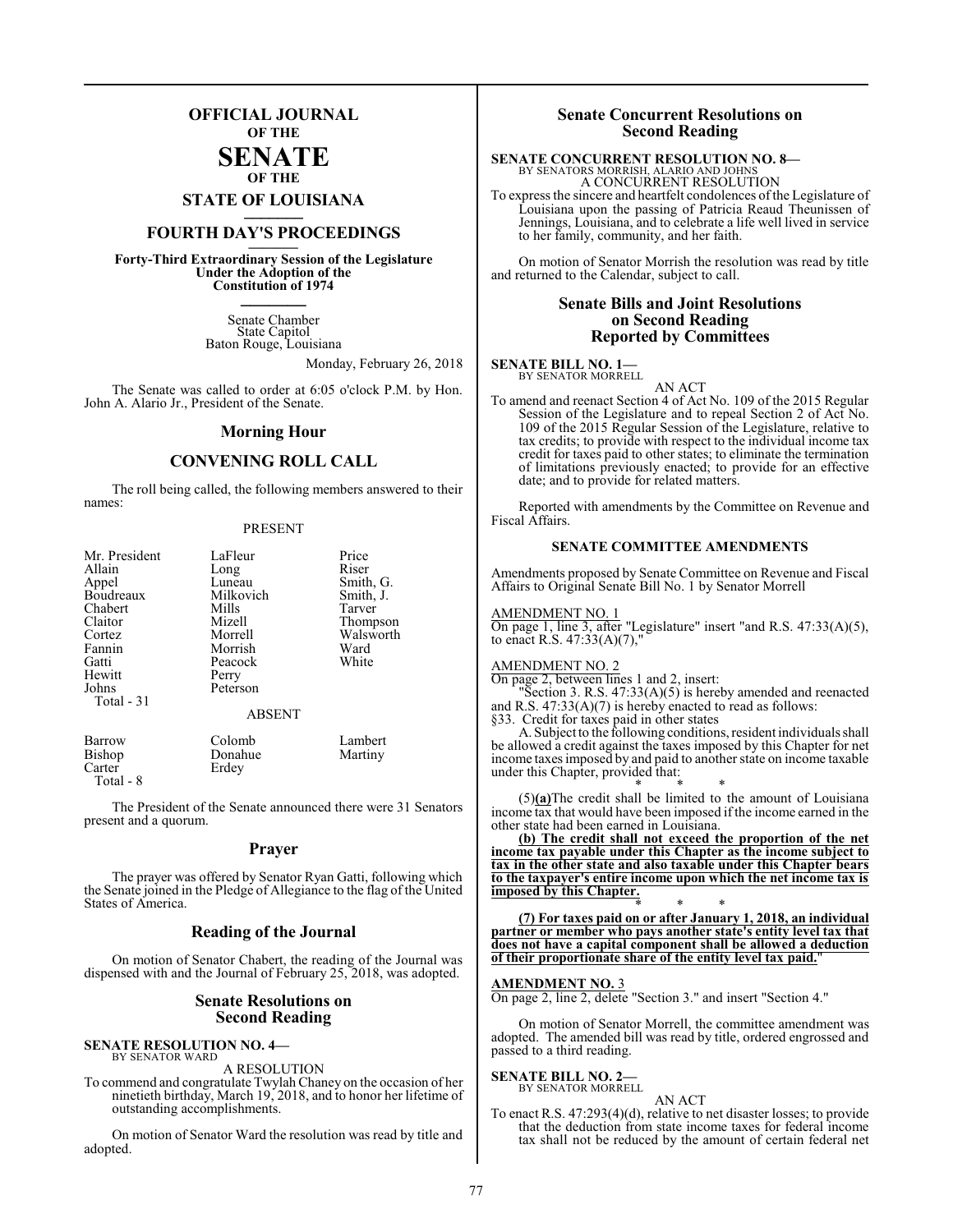# OFFICIAL JOURNAL OF THE SENATE OF THE STATE OF LOUISIANA

## FOURTH DAY'S PROCEEDINGS

**Forty-Third Extraordinary Session of the Legislature Under the Adoption of the Constitution of 1974**

Senate Chamber
State Capitol
Baton Rouge, Louisiana

Monday, February 26, 2018

The Senate was called to order at 6:05 o'clock P.M. by Hon. John A. Alario Jr., President of the Senate.

## Morning Hour

## CONVENING ROLL CALL

The roll being called, the following members answered to their names:

PRESENT

| | | |
|---|---|---|
| Mr. President | LaFleur | Price |
| Allain | Long | Riser |
| Appel | Luneau | Smith, G. |
| Boudreaux | Milkovich | Smith, J. |
| Chabert | Mills | Tarver |
| Claitor | Mizell | Thompson |
| Cortez | Morrell | Walsworth |
| Fannin | Morrish | Ward |
| Gatti | Peacock | White |
| Hewitt | Perry | |
| Johns | Peterson | |
| Total - 31 | | |

ABSENT

| | | |
|---|---|---|
| Barrow | Colomb | Lambert |
| Bishop | Donahue | Martiny |
| Carter | Erdey | |
| Total - 8 | | |

The President of the Senate announced there were 31 Senators present and a quorum.

## Prayer

The prayer was offered by Senator Ryan Gatti, following which the Senate joined in the Pledge of Allegiance to the flag of the United States of America.

## Reading of the Journal

On motion of Senator Chabert, the reading of the Journal was dispensed with and the Journal of February 25, 2018, was adopted.

## Senate Resolutions on Second Reading

**SENATE RESOLUTION NO. 4—**
BY SENATOR WARD

A RESOLUTION

To commend and congratulate Twylah Chaney on the occasion of her ninetieth birthday, March 19, 2018, and to honor her lifetime of outstanding accomplishments.

On motion of Senator Ward the resolution was read by title and adopted.

## Senate Concurrent Resolutions on Second Reading

**SENATE CONCURRENT RESOLUTION NO. 8—**
BY SENATORS MORRISH, ALARIO AND JOHNS

A CONCURRENT RESOLUTION

To express the sincere and heartfelt condolences of the Legislature of Louisiana upon the passing of Patricia Reaud Theunissen of Jennings, Louisiana, and to celebrate a life well lived in service to her family, community, and her faith.

On motion of Senator Morrish the resolution was read by title and returned to the Calendar, subject to call.

## Senate Bills and Joint Resolutions on Second Reading Reported by Committees

**SENATE BILL NO. 1—**
BY SENATOR MORRELL

AN ACT

To amend and reenact Section 4 of Act No. 109 of the 2015 Regular Session of the Legislature and to repeal Section 2 of Act No. 109 of the 2015 Regular Session of the Legislature, relative to tax credits; to provide with respect to the individual income tax credit for taxes paid to other states; to eliminate the termination of limitations previously enacted; to provide for an effective date; and to provide for related matters.

Reported with amendments by the Committee on Revenue and Fiscal Affairs.

### SENATE COMMITTEE AMENDMENTS

Amendments proposed by Senate Committee on Revenue and Fiscal Affairs to Original Senate Bill No. 1 by Senator Morrell

AMENDMENT NO. 1
On page 1, line 3, after "Legislature" insert "and R.S. 47:33(A)(5), to enact R.S. 47:33(A)(7),"

AMENDMENT NO. 2
On page 2, between lines 1 and 2, insert:

"Section 3. R.S. 47:33(A)(5) is hereby amended and reenacted and R.S. 47:33(A)(7) is hereby enacted to read as follows:

§33. Credit for taxes paid in other states

A. Subject to the following conditions, resident individuals shall be allowed a credit against the taxes imposed by this Chapter for net income taxes imposed by and paid to another state on income taxable under this Chapter, provided that:

\* \* \*

(5)**(a)**The credit shall be limited to the amount of Louisiana income tax that would have been imposed if the income earned in the other state had been earned in Louisiana.

**(b) The credit shall not exceed the proportion of the net income tax payable under this Chapter as the income subject to tax in the other state and also taxable under this Chapter bears to the taxpayer's entire income upon which the net income tax is imposed by this Chapter.**

\* \* \*

**(7) For taxes paid on or after January 1, 2018, an individual partner or member who pays another state's entity level tax that does not have a capital component shall be allowed a deduction of their proportionate share of the entity level tax paid.**"

**AMENDMENT NO.** 3
On page 2, line 2, delete "Section 3." and insert "Section 4."

On motion of Senator Morrell, the committee amendment was adopted. The amended bill was read by title, ordered engrossed and passed to a third reading.

**SENATE BILL NO. 2—**
BY SENATOR MORRELL

AN ACT

To enact R.S. 47:293(4)(d), relative to net disaster losses; to provide that the deduction from state income taxes for federal income tax shall not be reduced by the amount of certain federal net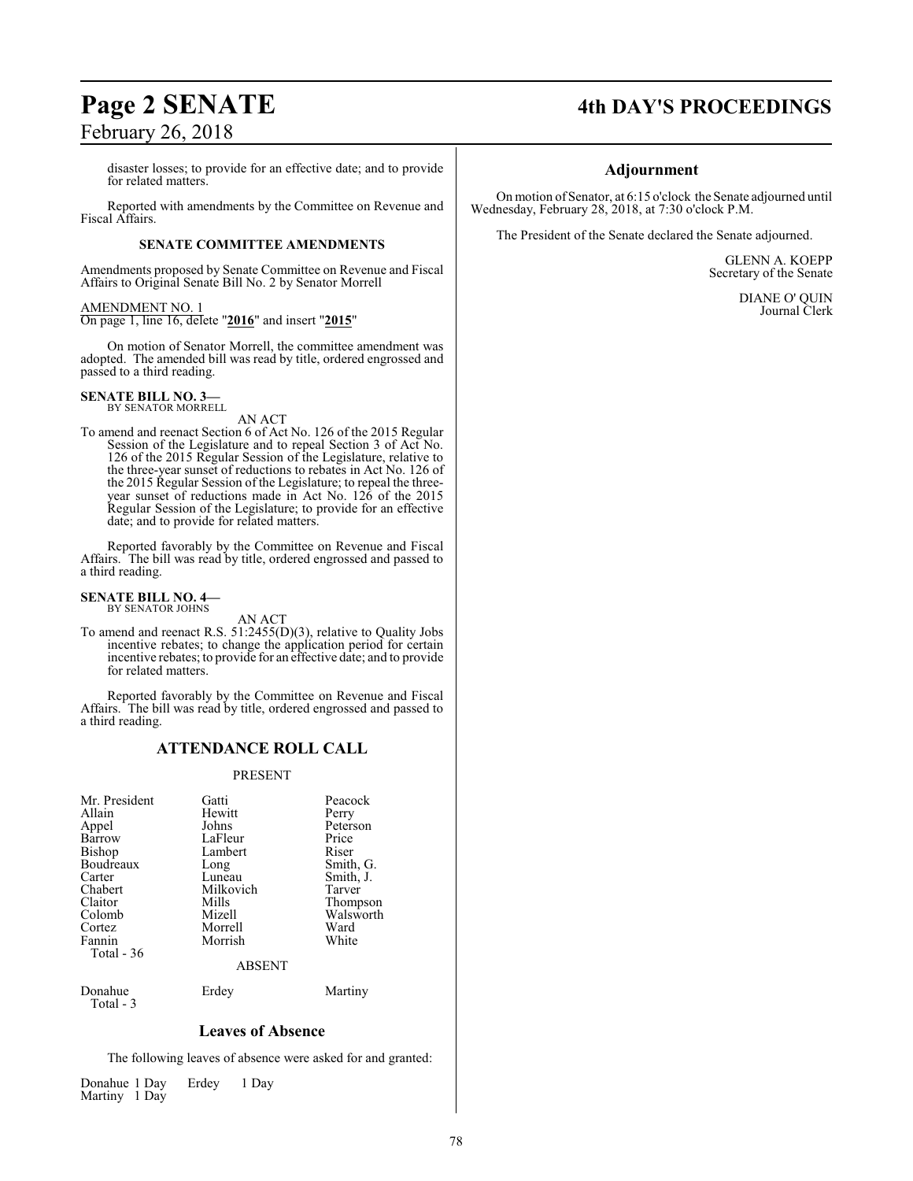disaster losses; to provide for an effective date; and to provide for related matters.

Reported with amendments by the Committee on Revenue and Fiscal Affairs.

### SENATE COMMITTEE AMENDMENTS

Amendments proposed by Senate Committee on Revenue and Fiscal Affairs to Original Senate Bill No. 2 by Senator Morrell

AMENDMENT NO. 1
On page 1, line 16, delete "**2016**" and insert "**2015**"

On motion of Senator Morrell, the committee amendment was adopted. The amended bill was read by title, ordered engrossed and passed to a third reading.

**SENATE BILL NO. 3—**
BY SENATOR MORRELL

AN ACT

To amend and reenact Section 6 of Act No. 126 of the 2015 Regular Session of the Legislature and to repeal Section 3 of Act No. 126 of the 2015 Regular Session of the Legislature, relative to the three-year sunset of reductions to rebates in Act No. 126 of the 2015 Regular Session of the Legislature; to repeal the three-year sunset of reductions made in Act No. 126 of the 2015 Regular Session of the Legislature; to provide for an effective date; and to provide for related matters.

Reported favorably by the Committee on Revenue and Fiscal Affairs. The bill was read by title, ordered engrossed and passed to a third reading.

**SENATE BILL NO. 4—**
BY SENATOR JOHNS

AN ACT

To amend and reenact R.S. 51:2455(D)(3), relative to Quality Jobs incentive rebates; to change the application period for certain incentive rebates; to provide for an effective date; and to provide for related matters.

Reported favorably by the Committee on Revenue and Fiscal Affairs. The bill was read by title, ordered engrossed and passed to a third reading.

## ATTENDANCE ROLL CALL

PRESENT

| | | |
|---|---|---|
| Mr. President | Gatti | Peacock |
| Allain | Hewitt | Perry |
| Appel | Johns | Peterson |
| Barrow | LaFleur | Price |
| Bishop | Lambert | Riser |
| Boudreaux | Long | Smith, G. |
| Carter | Luneau | Smith, J. |
| Chabert | Milkovich | Tarver |
| Claitor | Mills | Thompson |
| Colomb | Mizell | Walsworth |
| Cortez | Morrell | Ward |
| Fannin | Morrish | White |

Total - 36

ABSENT

| | | |
|---|---|---|
| Donahue | Erdey | Martiny |

Total - 3

## Leaves of Absence

The following leaves of absence were asked for and granted:

Donahue 1 Day Erdey 1 Day
Martiny 1 Day

## Adjournment

On motion of Senator, at 6:15 o'clock the Senate adjourned until Wednesday, February 28, 2018, at 7:30 o'clock P.M.

The President of the Senate declared the Senate adjourned.

GLENN A. KOEPP
Secretary of the Senate

DIANE O' QUIN
Journal Clerk